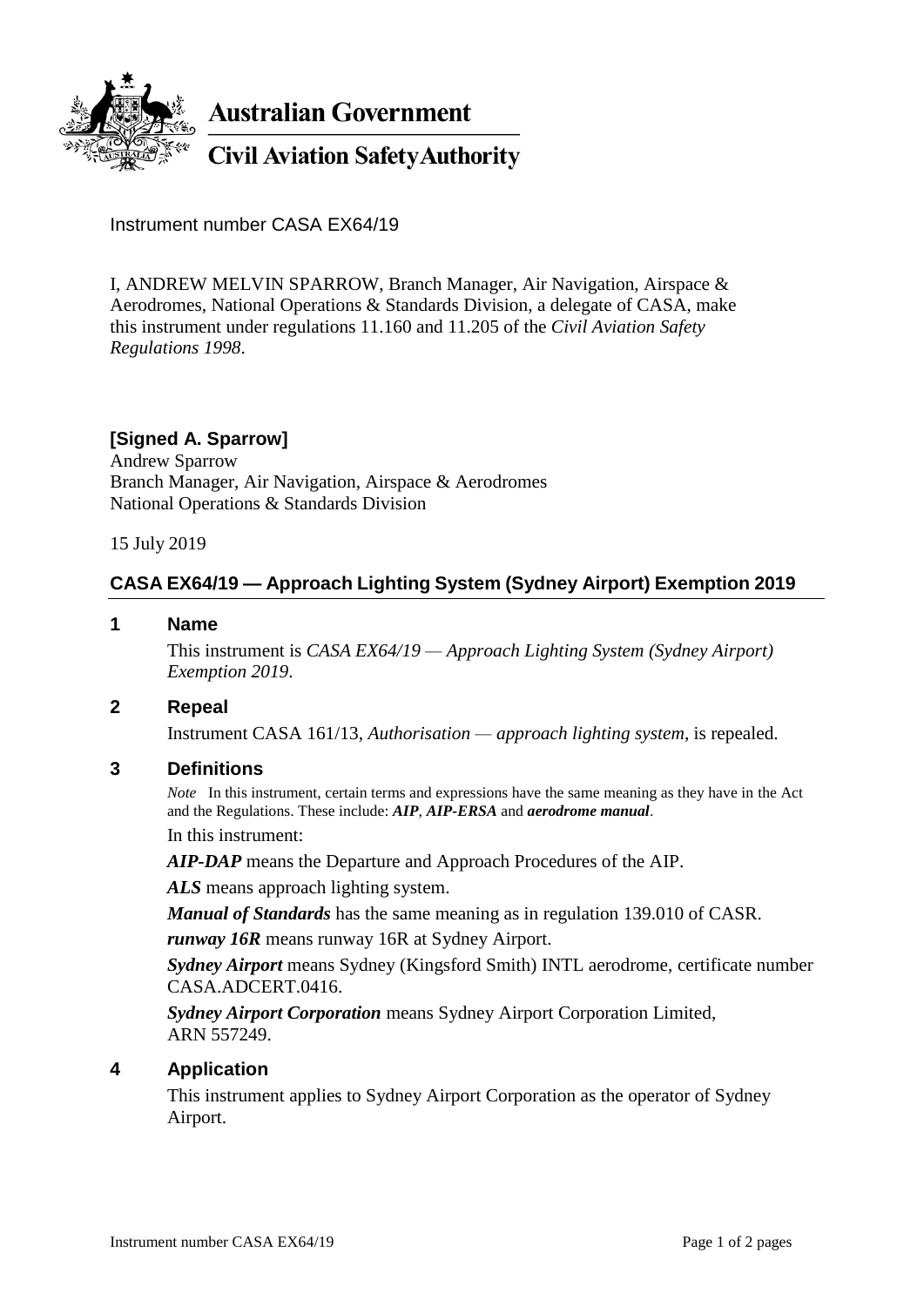**Australian Government**

**Civil Aviation Safety Authority**

Instrument number CASA EX64/19

I, ANDREW MELVIN SPARROW, Branch Manager, Air Navigation, Airspace & Aerodromes, National Operations & Standards Division, a delegate of CASA, make this instrument under regulations 11.160 and 11.205 of the *Civil Aviation Safety Regulations 1998*.

**[Signed A. Sparrow]**
Andrew Sparrow
Branch Manager, Air Navigation, Airspace & Aerodromes
National Operations & Standards Division

15 July 2019

## CASA EX64/19 — Approach Lighting System (Sydney Airport) Exemption 2019

### 1 Name

This instrument is *CASA EX64/19 — Approach Lighting System (Sydney Airport) Exemption 2019*.

### 2 Repeal

Instrument CASA 161/13, *Authorisation — approach lighting system*, is repealed.

### 3 Definitions

*Note* In this instrument, certain terms and expressions have the same meaning as they have in the Act and the Regulations. These include: ***AIP***, ***AIP-ERSA*** and ***aerodrome manual***.

In this instrument:

***AIP-DAP*** means the Departure and Approach Procedures of the AIP.

***ALS*** means approach lighting system.

***Manual of Standards*** has the same meaning as in regulation 139.010 of CASR.

***runway 16R*** means runway 16R at Sydney Airport.

***Sydney Airport*** means Sydney (Kingsford Smith) INTL aerodrome, certificate number CASA.ADCERT.0416.

***Sydney Airport Corporation*** means Sydney Airport Corporation Limited, ARN 557249.

### 4 Application

This instrument applies to Sydney Airport Corporation as the operator of Sydney Airport.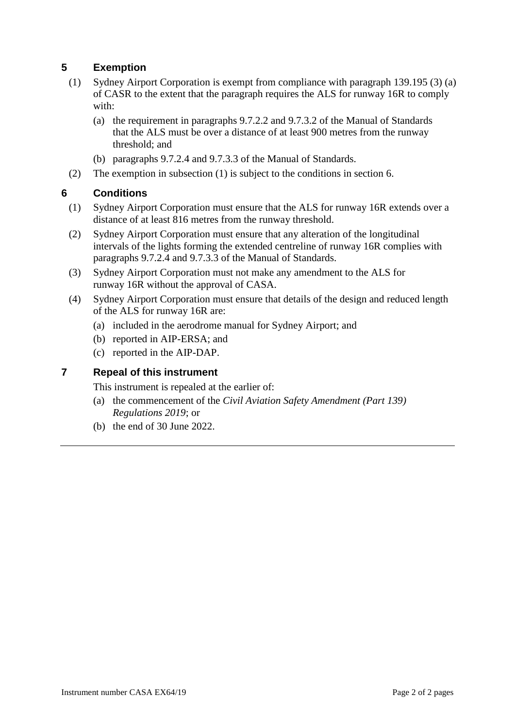## 5 Exemption

(1) Sydney Airport Corporation is exempt from compliance with paragraph 139.195 (3) (a) of CASR to the extent that the paragraph requires the ALS for runway 16R to comply with:

(a) the requirement in paragraphs 9.7.2.2 and 9.7.3.2 of the Manual of Standards that the ALS must be over a distance of at least 900 metres from the runway threshold; and

(b) paragraphs 9.7.2.4 and 9.7.3.3 of the Manual of Standards.

(2) The exemption in subsection (1) is subject to the conditions in section 6.

## 6 Conditions

(1) Sydney Airport Corporation must ensure that the ALS for runway 16R extends over a distance of at least 816 metres from the runway threshold.

(2) Sydney Airport Corporation must ensure that any alteration of the longitudinal intervals of the lights forming the extended centreline of runway 16R complies with paragraphs 9.7.2.4 and 9.7.3.3 of the Manual of Standards.

(3) Sydney Airport Corporation must not make any amendment to the ALS for runway 16R without the approval of CASA.

(4) Sydney Airport Corporation must ensure that details of the design and reduced length of the ALS for runway 16R are:

(a) included in the aerodrome manual for Sydney Airport; and

(b) reported in AIP-ERSA; and

(c) reported in the AIP-DAP.

## 7 Repeal of this instrument

This instrument is repealed at the earlier of:

(a) the commencement of the *Civil Aviation Safety Amendment (Part 139) Regulations 2019*; or

(b) the end of 30 June 2022.

---

Instrument number CASA EX64/19